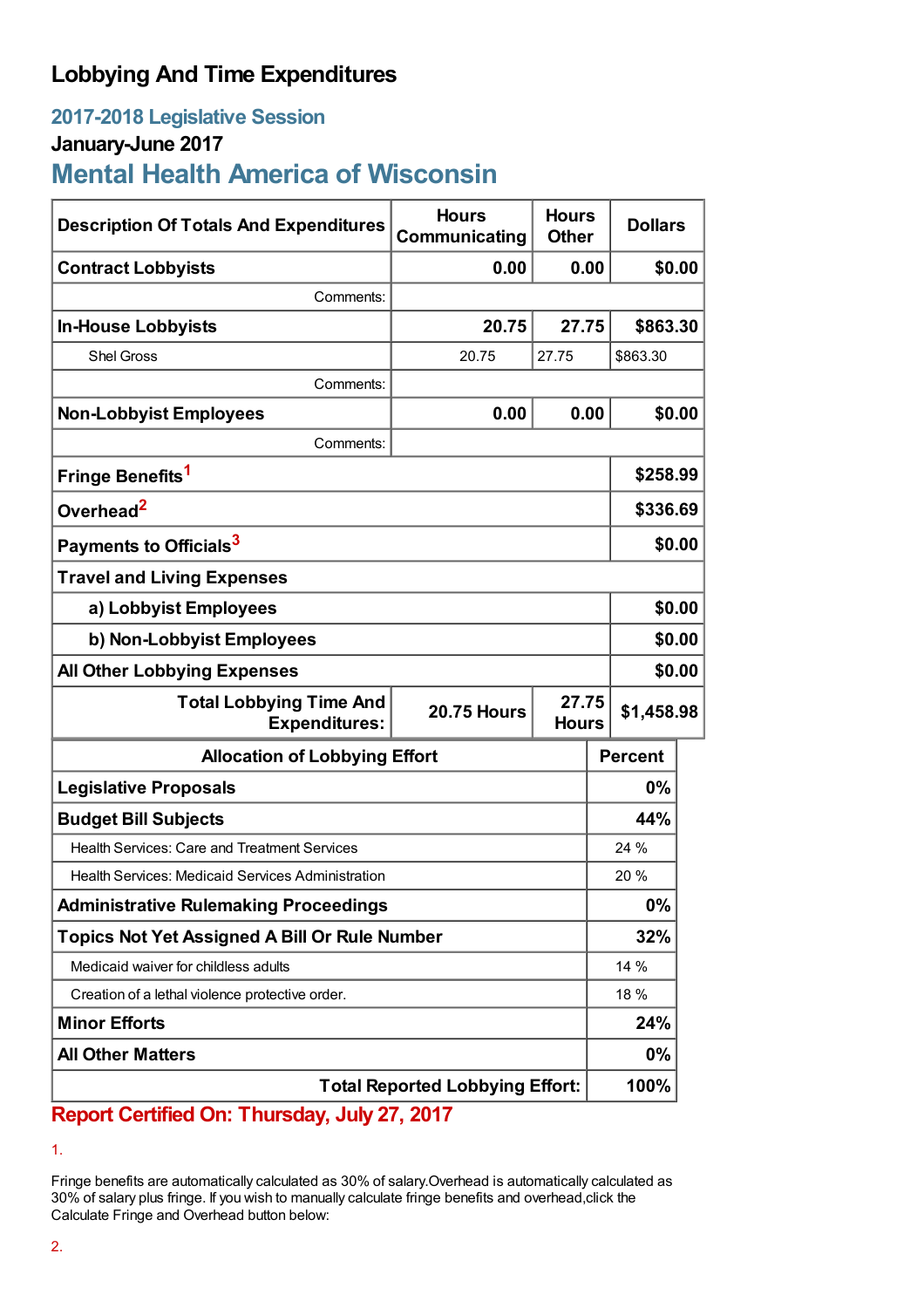# Lobbying And Time Expenditures

## 2017-2018 Legislative Session

### January-June 2017

## Mental Health America of Wisconsin

| Description Of Totals And Expenditures | Hours Communicating | Hours Other | Dollars |
|---|---|---|---|
| **Contract Lobbyists** | **0.00** | **0.00** | **$0.00** |
| Comments: | | | |
| **In-House Lobbyists** | **20.75** | **27.75** | **$863.30** |
| Shel Gross | 20.75 | 27.75 | $863.30 |
| Comments: | | | |
| **Non-Lobbyist Employees** | **0.00** | **0.00** | **$0.00** |
| Comments: | | | |
| **Fringe Benefits**[1] | | | **$258.99** |
| **Overhead**[2] | | | **$336.69** |
| **Payments to Officials**[3] | | | **$0.00** |
| **Travel and Living Expenses** | | | |
| **a) Lobbyist Employees** | | | **$0.00** |
| **b) Non-Lobbyist Employees** | | | **$0.00** |
| **All Other Lobbying Expenses** | | | **$0.00** |
| **Total Lobbying Time And Expenditures:** | **20.75 Hours** | **27.75 Hours** | **$1,458.98** |

| Allocation of Lobbying Effort | Percent |
|---|---|
| **Legislative Proposals** | **0%** |
| **Budget Bill Subjects** | **44%** |
| Health Services: Care and Treatment Services | 24 % |
| Health Services: Medicaid Services Administration | 20 % |
| **Administrative Rulemaking Proceedings** | **0%** |
| **Topics Not Yet Assigned A Bill Or Rule Number** | **32%** |
| Medicaid waiver for childless adults | 14 % |
| Creation of a lethal violence protective order. | 18 % |
| **Minor Efforts** | **24%** |
| **All Other Matters** | **0%** |
| **Total Reported Lobbying Effort:** | **100%** |

**Report Certified On: Thursday, July 27, 2017**

1.

Fringe benefits are automatically calculated as 30% of salary.Overhead is automatically calculated as 30% of salary plus fringe. If you wish to manually calculate fringe benefits and overhead,click the Calculate Fringe and Overhead button below:

2.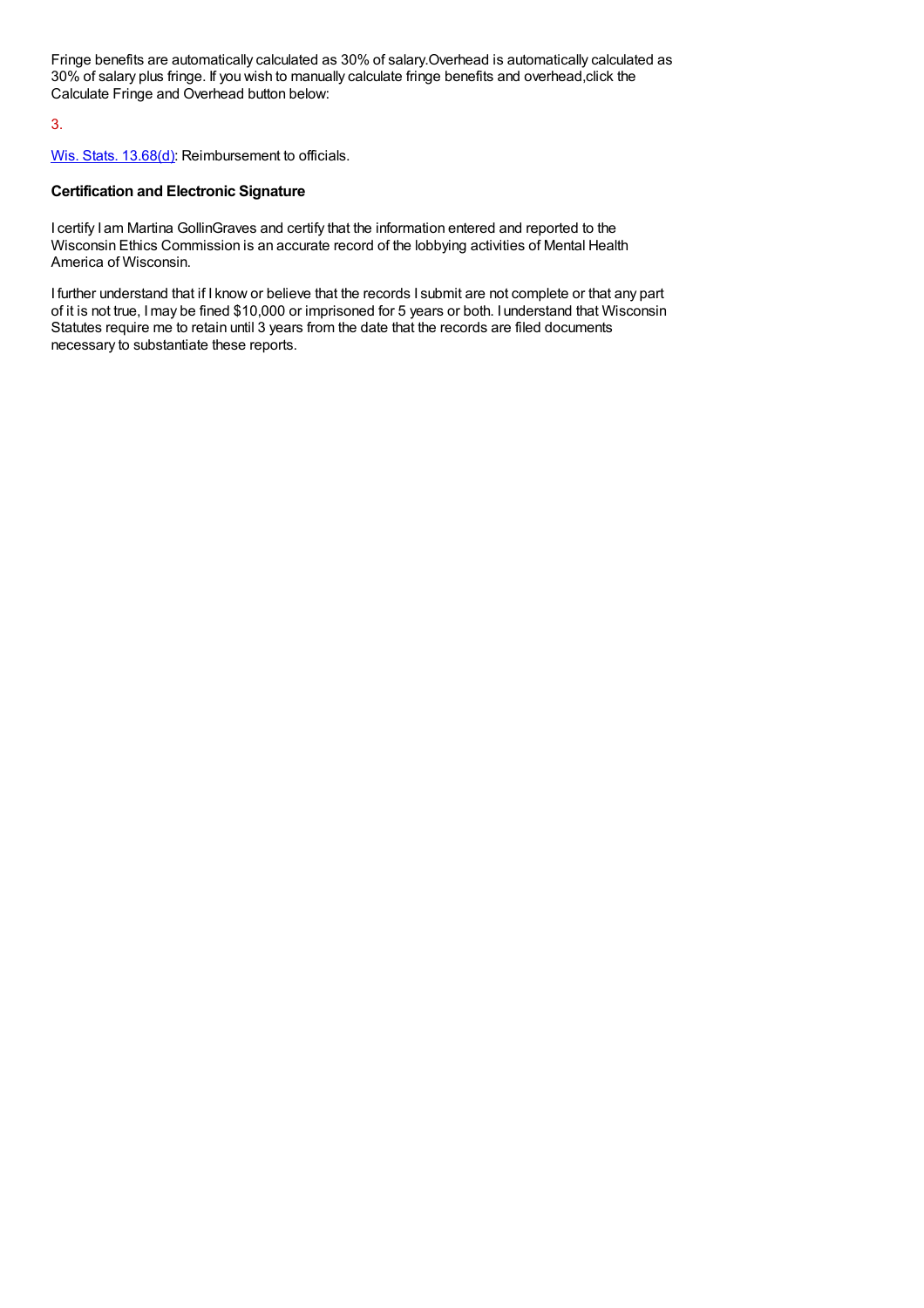Fringe benefits are automatically calculated as 30% of salary.Overhead is automatically calculated as 30% of salary plus fringe. If you wish to manually calculate fringe benefits and overhead,click the Calculate Fringe and Overhead button below:

3.

Wis. Stats. 13.68(d): Reimbursement to officials.

**Certification and Electronic Signature**

I certify I am Martina GollinGraves and certify that the information entered and reported to the Wisconsin Ethics Commission is an accurate record of the lobbying activities of Mental Health America of Wisconsin.

I further understand that if I know or believe that the records I submit are not complete or that any part of it is not true, I may be fined $10,000 or imprisoned for 5 years or both. I understand that Wisconsin Statutes require me to retain until 3 years from the date that the records are filed documents necessary to substantiate these reports.